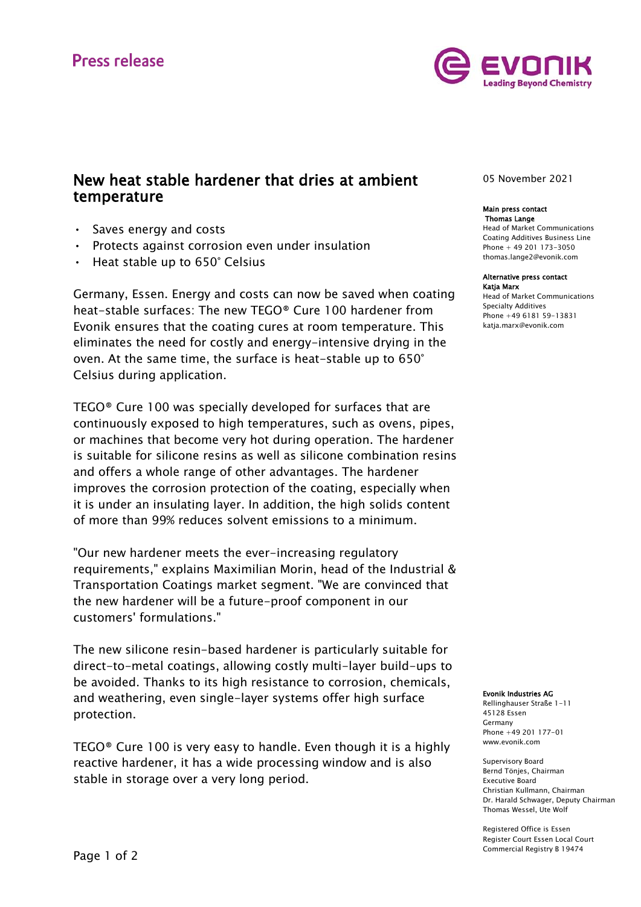Press release

# New heat stable hardener that dries at ambient temperature

05 November 2021

- Saves energy and costs
- Protects against corrosion even under insulation
- Heat stable up to 650° Celsius

Germany, Essen. Energy and costs can now be saved when coating heat-stable surfaces: The new TEGO® Cure 100 hardener from Evonik ensures that the coating cures at room temperature. This eliminates the need for costly and energy-intensive drying in the oven. At the same time, the surface is heat-stable up to 650° Celsius during application.

TEGO® Cure 100 was specially developed for surfaces that are continuously exposed to high temperatures, such as ovens, pipes, or machines that become very hot during operation. The hardener is suitable for silicone resins as well as silicone combination resins and offers a whole range of other advantages. The hardener improves the corrosion protection of the coating, especially when it is under an insulating layer. In addition, the high solids content of more than 99% reduces solvent emissions to a minimum.

"Our new hardener meets the ever-increasing regulatory requirements," explains Maximilian Morin, head of the Industrial & Transportation Coatings market segment. "We are convinced that the new hardener will be a future-proof component in our customers' formulations."

The new silicone resin-based hardener is particularly suitable for direct-to-metal coatings, allowing costly multi-layer build-ups to be avoided. Thanks to its high resistance to corrosion, chemicals, and weathering, even single-layer systems offer high surface protection.

TEGO® Cure 100 is very easy to handle. Even though it is a highly reactive hardener, it has a wide processing window and is also stable in storage over a very long period.

**Main press contact**
**Thomas Lange**
Head of Market Communications
Coating Additives Business Line
Phone + 49 201 173-3050
thomas.lange2@evonik.com

**Alternative press contact**
**Katja Marx**
Head of Market Communications
Specialty Additives
Phone +49 6181 59-13831
katja.marx@evonik.com

**Evonik Industries AG**
Rellinghauser Straße 1-11
45128 Essen
Germany
Phone +49 201 177-01
www.evonik.com

Supervisory Board
Bernd Tönjes, Chairman
Executive Board
Christian Kullmann, Chairman
Dr. Harald Schwager, Deputy Chairman
Thomas Wessel, Ute Wolf

Registered Office is Essen
Register Court Essen Local Court
Commercial Registry B 19474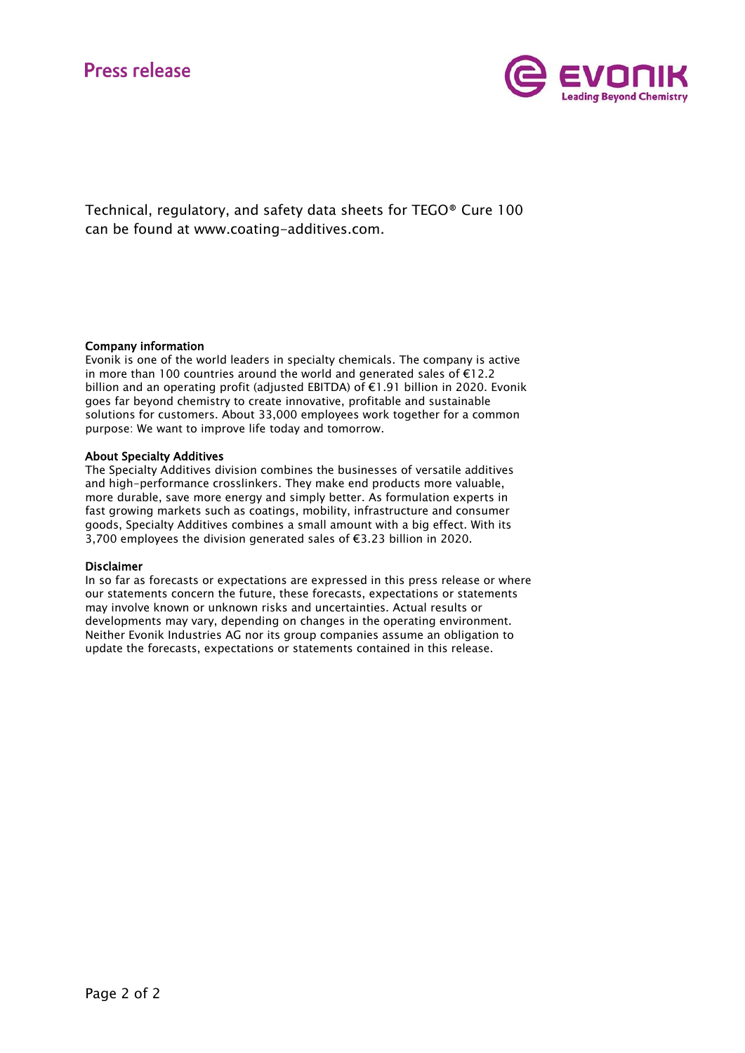Technical, regulatory, and safety data sheets for TEGO® Cure 100 can be found at www.coating-additives.com.

**Company information**

Evonik is one of the world leaders in specialty chemicals. The company is active in more than 100 countries around the world and generated sales of €12.2 billion and an operating profit (adjusted EBITDA) of €1.91 billion in 2020. Evonik goes far beyond chemistry to create innovative, profitable and sustainable solutions for customers. About 33,000 employees work together for a common purpose: We want to improve life today and tomorrow.

**About Specialty Additives**

The Specialty Additives division combines the businesses of versatile additives and high-performance crosslinkers. They make end products more valuable, more durable, save more energy and simply better. As formulation experts in fast growing markets such as coatings, mobility, infrastructure and consumer goods, Specialty Additives combines a small amount with a big effect. With its 3,700 employees the division generated sales of €3.23 billion in 2020.

**Disclaimer**

In so far as forecasts or expectations are expressed in this press release or where our statements concern the future, these forecasts, expectations or statements may involve known or unknown risks and uncertainties. Actual results or developments may vary, depending on changes in the operating environment. Neither Evonik Industries AG nor its group companies assume an obligation to update the forecasts, expectations or statements contained in this release.